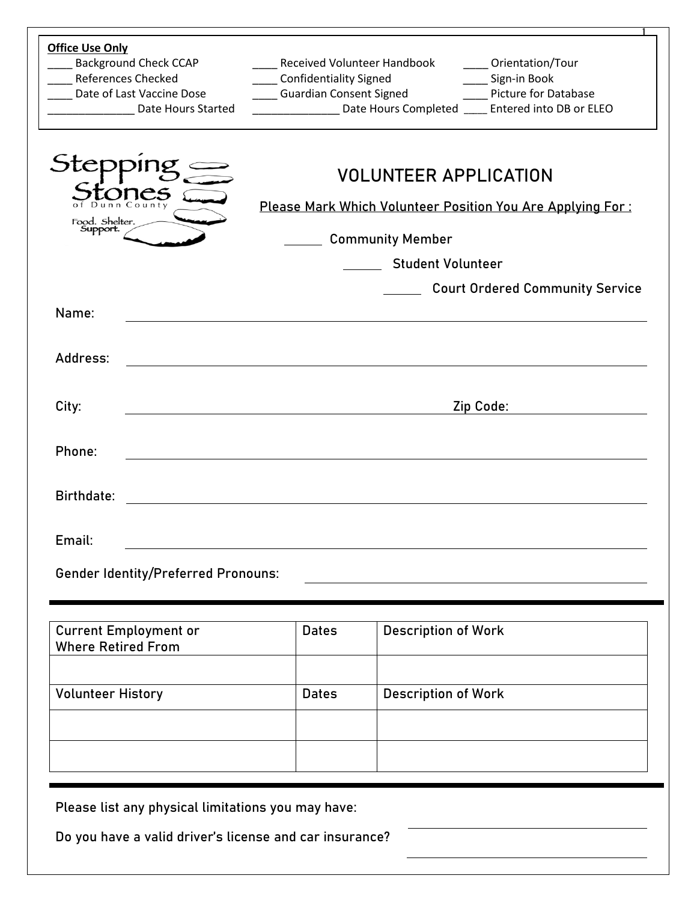**Office Use Only**

____ Background Check CCAP ____ Received Volunteer Handbook ____ Orientation/Tour
____ References Checked ____ Confidentiality Signed ____ Sign-in Book
____ Date of Last Vaccine Dose ____ Guardian Consent Signed ____ Picture for Database
______________ Date Hours Started ______________ Date Hours Completed ____ Entered into DB or ELEO

Stepping Stones of Dunn County
Food. Shelter. Support.

# VOLUNTEER APPLICATION

Please Mark Which Volunteer Position You Are Applying For :

______ Community Member

______ Student Volunteer

______ Court Ordered Community Service

Name: ______________________________

Address: ______________________________

City: ______________________________ Zip Code: ______________

Phone: ______________________________

Birthdate: ______________________________

Email: ______________________________

Gender Identity/Preferred Pronouns: ______________________________

| Current Employment or Where Retired From | Dates | Description of Work |
|---|---|---|
| | | |
| **Volunteer History** | **Dates** | **Description of Work** |
| | | |
| | | |

Please list any physical limitations you may have: ______________________________

Do you have a valid driver's license and car insurance? ______________________________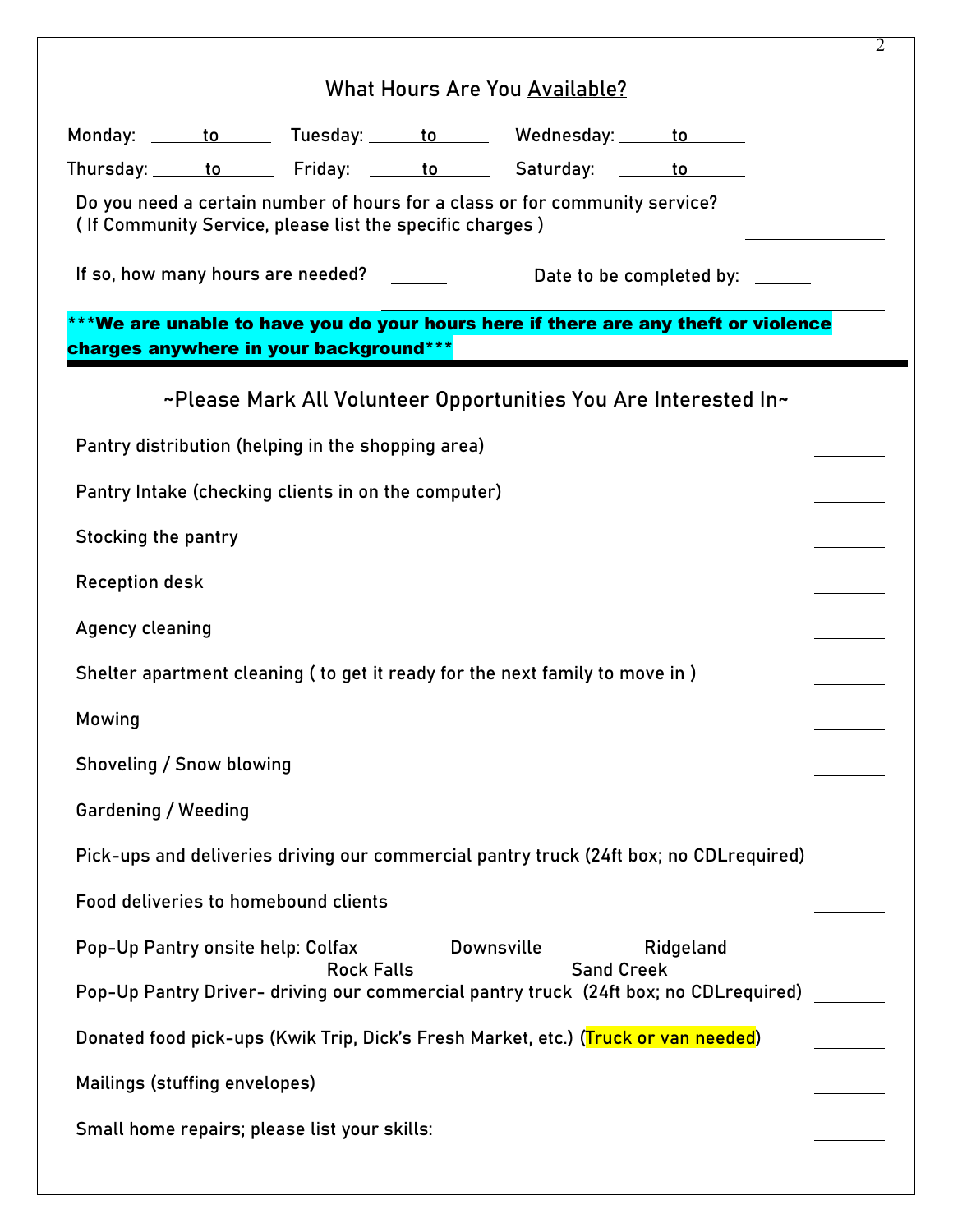## What Hours Are You Available?

Monday: ______ to ______ Tuesday: ______ to ______ Wednesday: ______ to ______

Thursday: ______ to ______ Friday: ______ to ______ Saturday: ______ to ______

Do you need a certain number of hours for a class or for community service?
( If Community Service, please list the specific charges ) ______________

If so, how many hours are needed? ______ Date to be completed by: ______

**\*\*\*We are unable to have you do your hours here if there are any theft or violence charges anywhere in your background\*\*\***

---

## ~Please Mark All Volunteer Opportunities You Are Interested In~

Pantry distribution (helping in the shopping area) ______

Pantry Intake (checking clients in on the computer) ______

Stocking the pantry ______

Reception desk ______

Agency cleaning ______

Shelter apartment cleaning ( to get it ready for the next family to move in ) ______

Mowing ______

Shoveling / Snow blowing ______

Gardening / Weeding ______

Pick-ups and deliveries driving our commercial pantry truck (24ft box; no CDLrequired) ______

Food deliveries to homebound clients ______

Pop-Up Pantry onsite help: Colfax Downsville Ridgeland Rock Falls Sand Creek

Pop-Up Pantry Driver- driving our commercial pantry truck (24ft box; no CDLrequired) ______

Donated food pick-ups (Kwik Trip, Dick's Fresh Market, etc.) (Truck or van needed) ______

Mailings (stuffing envelopes) ______

Small home repairs; please list your skills: ______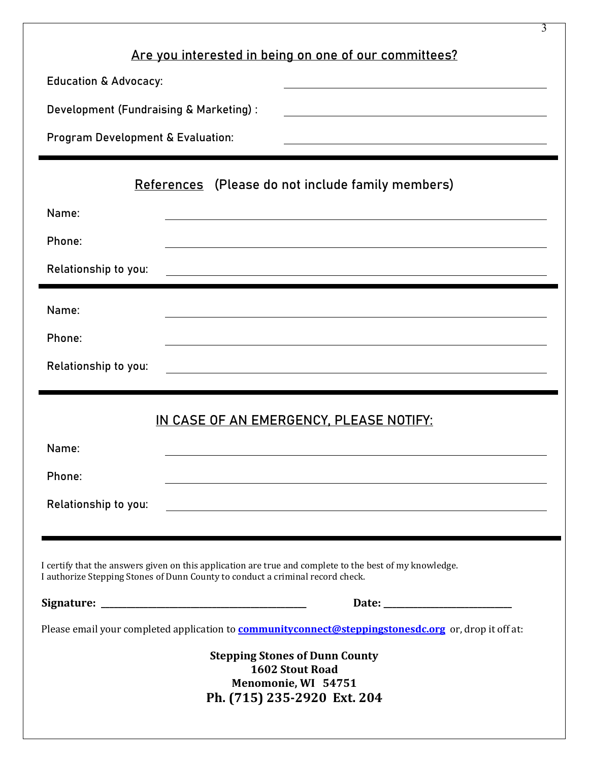## Are you interested in being on one of our committees?

Education & Advocacy: ______________________________

Development (Fundraising & Marketing) : ______________________________

Program Development & Evaluation: ______________________________

---

## References (Please do not include family members)

Name: ______________________________

Phone: ______________________________

Relationship to you: ______________________________

---

Name: ______________________________

Phone: ______________________________

Relationship to you: ______________________________

---

## IN CASE OF AN EMERGENCY, PLEASE NOTIFY:

Name: ______________________________

Phone: ______________________________

Relationship to you: ______________________________

---

I certify that the answers given on this application are true and complete to the best of my knowledge.
I authorize Stepping Stones of Dunn County to conduct a criminal record check.

**Signature:** ______________________________ **Date:** ______________________

Please email your completed application to **communityconnect@steppingstonesdc.org** or, drop it off at:

**Stepping Stones of Dunn County**
**1602 Stout Road**
**Menomonie, WI 54751**
**Ph. (715) 235-2920 Ext. 204**